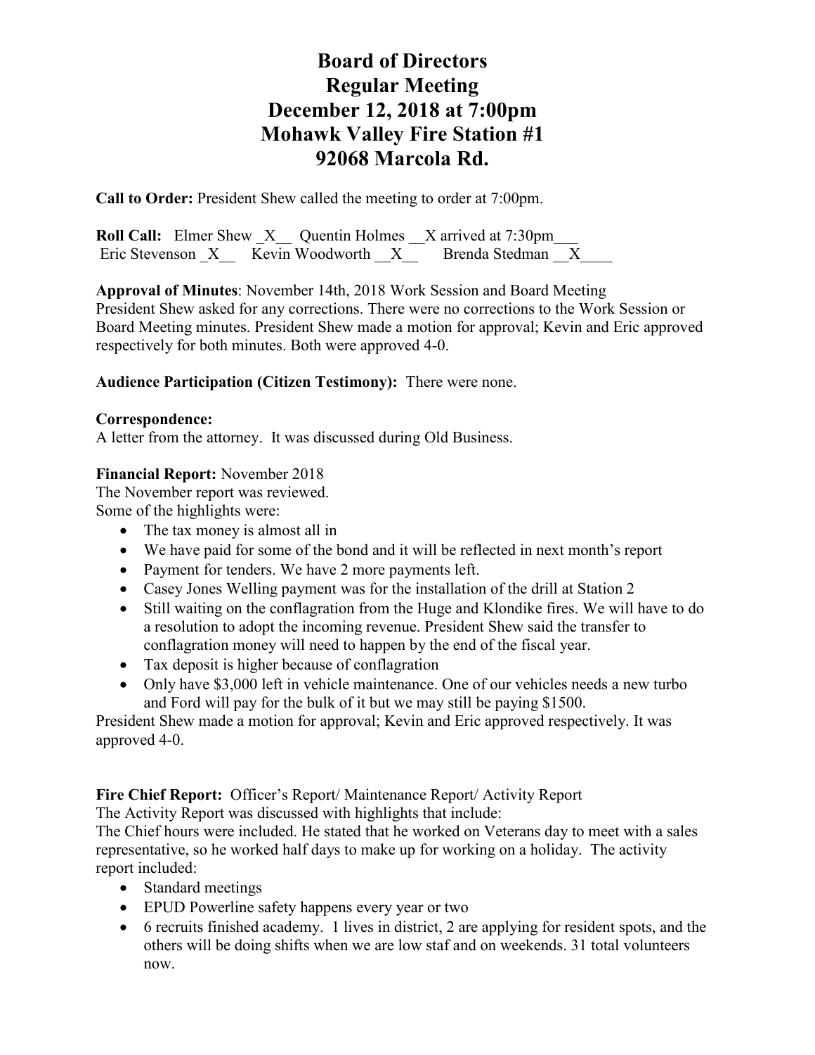# Board of Directors
# Regular Meeting
# December 12, 2018 at 7:00pm
# Mohawk Valley Fire Station #1
# 92068 Marcola Rd.

**Call to Order:** President Shew called the meeting to order at 7:00pm.

**Roll Call:** Elmer Shew _X__ Quentin Holmes __X arrived at 7:30pm___
Eric Stevenson _X__ Kevin Woodworth __X__ Brenda Stedman __X____

**Approval of Minutes**: November 14th, 2018 Work Session and Board Meeting
President Shew asked for any corrections. There were no corrections to the Work Session or Board Meeting minutes. President Shew made a motion for approval; Kevin and Eric approved respectively for both minutes. Both were approved 4-0.

**Audience Participation (Citizen Testimony):** There were none.

**Correspondence:**
A letter from the attorney. It was discussed during Old Business.

**Financial Report:** November 2018
The November report was reviewed.
Some of the highlights were:

- The tax money is almost all in
- We have paid for some of the bond and it will be reflected in next month's report
- Payment for tenders. We have 2 more payments left.
- Casey Jones Welling payment was for the installation of the drill at Station 2
- Still waiting on the conflagration from the Huge and Klondike fires. We will have to do a resolution to adopt the incoming revenue. President Shew said the transfer to conflagration money will need to happen by the end of the fiscal year.
- Tax deposit is higher because of conflagration
- Only have $3,000 left in vehicle maintenance. One of our vehicles needs a new turbo and Ford will pay for the bulk of it but we may still be paying $1500.

President Shew made a motion for approval; Kevin and Eric approved respectively. It was approved 4-0.

**Fire Chief Report:** Officer's Report/ Maintenance Report/ Activity Report
The Activity Report was discussed with highlights that include:
The Chief hours were included. He stated that he worked on Veterans day to meet with a sales representative, so he worked half days to make up for working on a holiday. The activity report included:

- Standard meetings
- EPUD Powerline safety happens every year or two
- 6 recruits finished academy. 1 lives in district, 2 are applying for resident spots, and the others will be doing shifts when we are low staf and on weekends. 31 total volunteers now.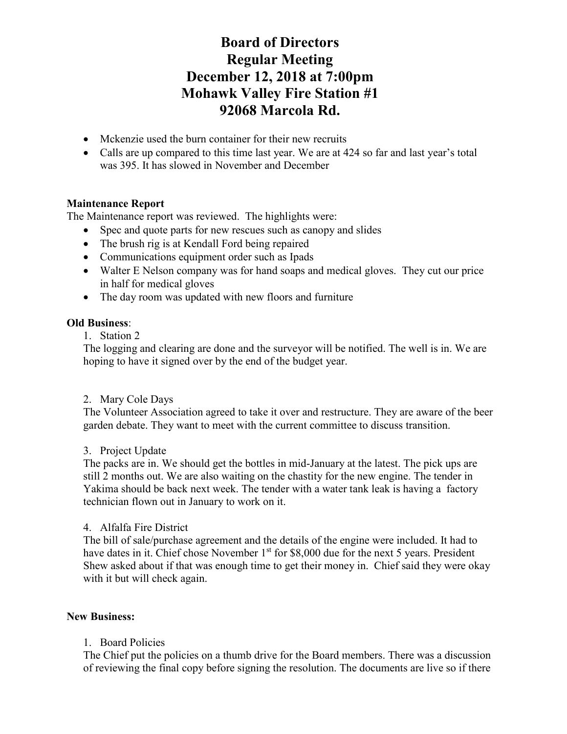# Board of Directors Regular Meeting December 12, 2018 at 7:00pm Mohawk Valley Fire Station #1 92068 Marcola Rd.

- Mckenzie used the burn container for their new recruits
- Calls are up compared to this time last year. We are at 424 so far and last year's total was 395. It has slowed in November and December

**Maintenance Report**

The Maintenance report was reviewed. The highlights were:

- Spec and quote parts for new rescues such as canopy and slides
- The brush rig is at Kendall Ford being repaired
- Communications equipment order such as Ipads
- Walter E Nelson company was for hand soaps and medical gloves. They cut our price in half for medical gloves
- The day room was updated with new floors and furniture

**Old Business**:

1. Station 2

The logging and clearing are done and the surveyor will be notified. The well is in. We are hoping to have it signed over by the end of the budget year.

2. Mary Cole Days

The Volunteer Association agreed to take it over and restructure. They are aware of the beer garden debate. They want to meet with the current committee to discuss transition.

3. Project Update

The packs are in. We should get the bottles in mid-January at the latest. The pick ups are still 2 months out. We are also waiting on the chastity for the new engine. The tender in Yakima should be back next week. The tender with a water tank leak is having a factory technician flown out in January to work on it.

4. Alfalfa Fire District

The bill of sale/purchase agreement and the details of the engine were included. It had to have dates in it. Chief chose November 1st for $8,000 due for the next 5 years. President Shew asked about if that was enough time to get their money in. Chief said they were okay with it but will check again.

**New Business:**

1. Board Policies

The Chief put the policies on a thumb drive for the Board members. There was a discussion of reviewing the final copy before signing the resolution. The documents are live so if there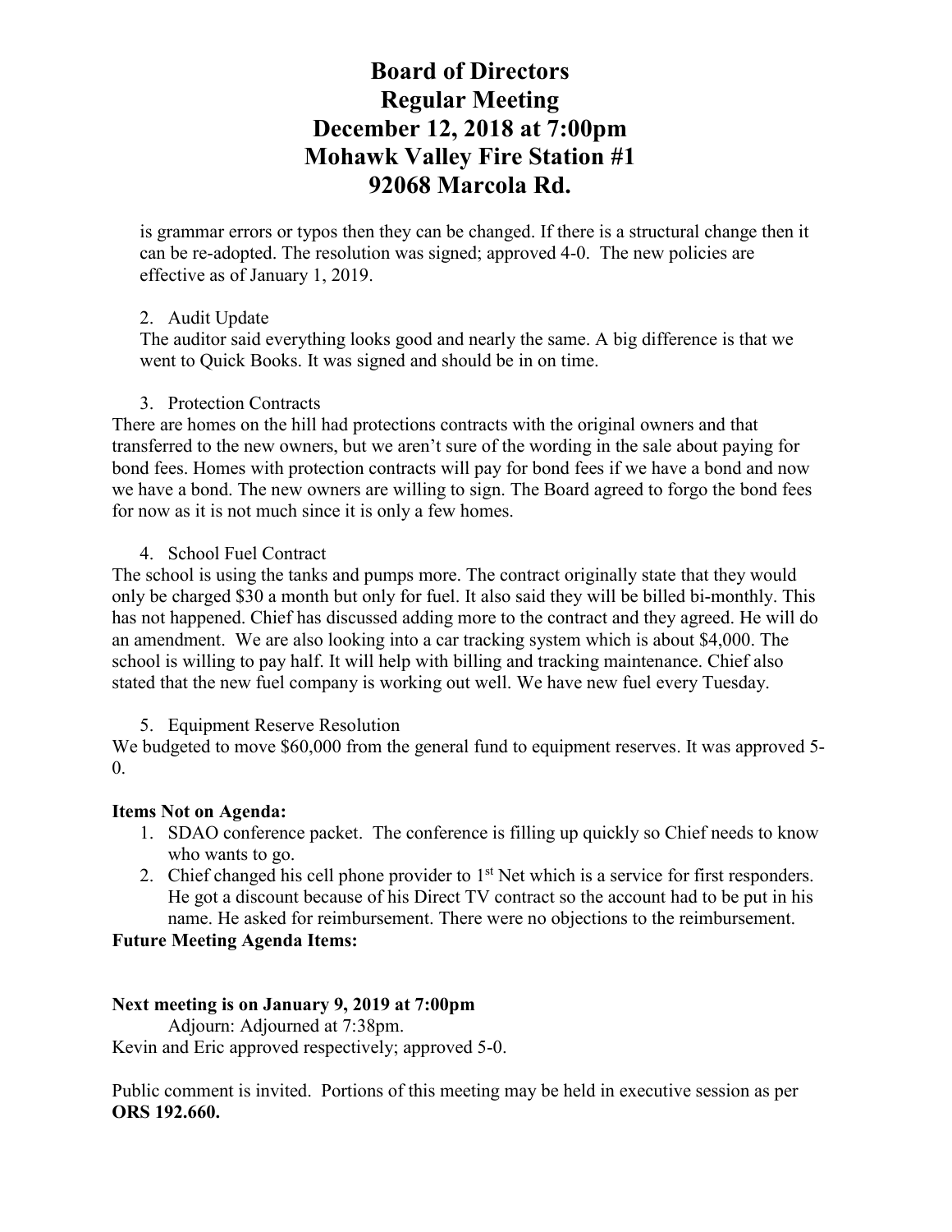is grammar errors or typos then they can be changed. If there is a structural change then it can be re-adopted. The resolution was signed; approved 4-0. The new policies are effective as of January 1, 2019.

2. Audit Update

The auditor said everything looks good and nearly the same. A big difference is that we went to Quick Books. It was signed and should be in on time.

3. Protection Contracts

There are homes on the hill had protections contracts with the original owners and that transferred to the new owners, but we aren't sure of the wording in the sale about paying for bond fees. Homes with protection contracts will pay for bond fees if we have a bond and now we have a bond. The new owners are willing to sign. The Board agreed to forgo the bond fees for now as it is not much since it is only a few homes.

4. School Fuel Contract

The school is using the tanks and pumps more. The contract originally state that they would only be charged $30 a month but only for fuel. It also said they will be billed bi-monthly. This has not happened. Chief has discussed adding more to the contract and they agreed. He will do an amendment. We are also looking into a car tracking system which is about $4,000. The school is willing to pay half. It will help with billing and tracking maintenance. Chief also stated that the new fuel company is working out well. We have new fuel every Tuesday.

5. Equipment Reserve Resolution

We budgeted to move $60,000 from the general fund to equipment reserves. It was approved 5-0.

**Items Not on Agenda:**

1. SDAO conference packet. The conference is filling up quickly so Chief needs to know who wants to go.
2. Chief changed his cell phone provider to 1st Net which is a service for first responders. He got a discount because of his Direct TV contract so the account had to be put in his name. He asked for reimbursement. There were no objections to the reimbursement.

**Future Meeting Agenda Items:**

**Next meeting is on January 9, 2019 at 7:00pm**

Adjourn: Adjourned at 7:38pm.

Kevin and Eric approved respectively; approved 5-0.

Public comment is invited. Portions of this meeting may be held in executive session as per **ORS 192.660.**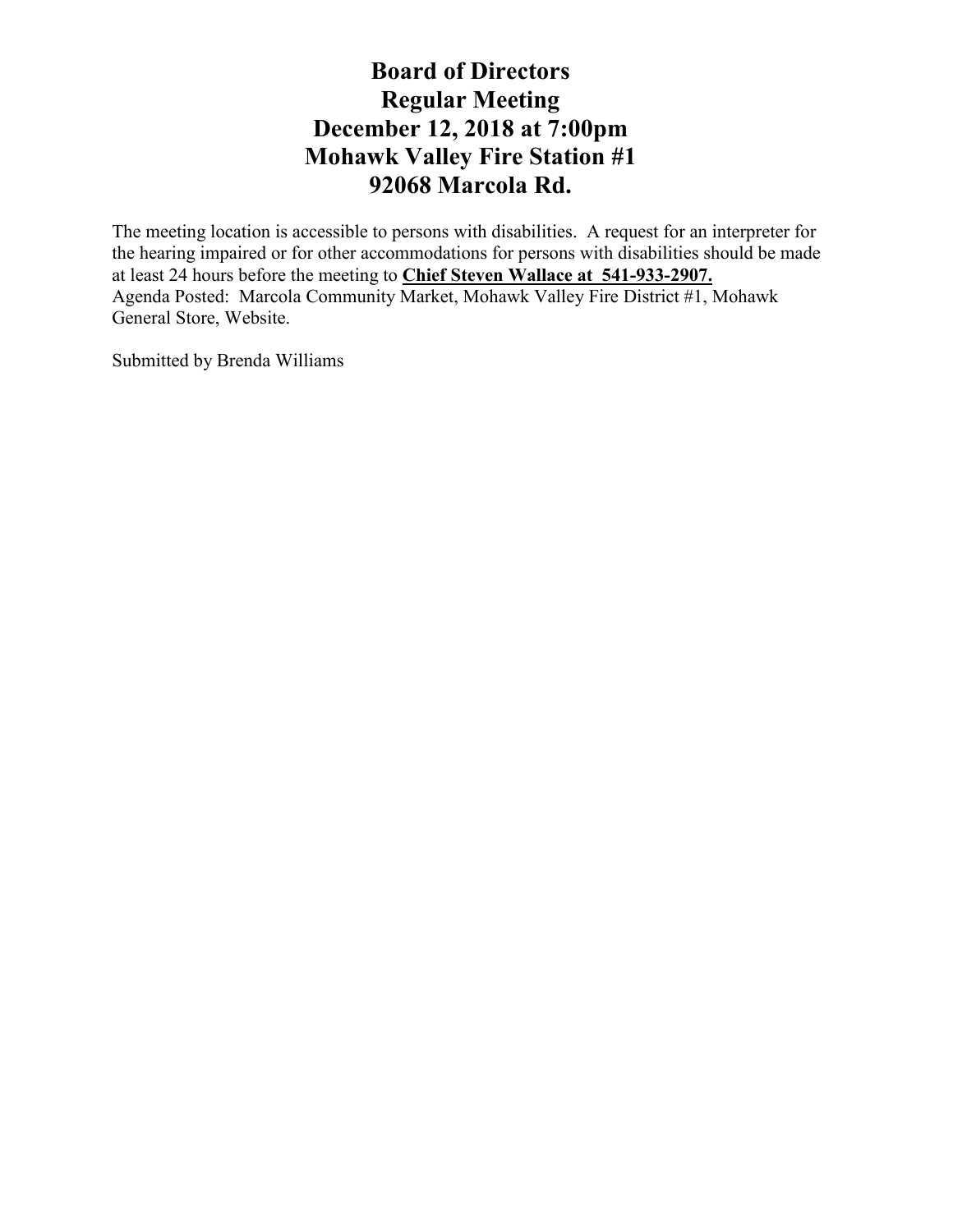# Board of Directors
# Regular Meeting
# December 12, 2018 at 7:00pm
# Mohawk Valley Fire Station #1
# 92068 Marcola Rd.

The meeting location is accessible to persons with disabilities. A request for an interpreter for the hearing impaired or for other accommodations for persons with disabilities should be made at least 24 hours before the meeting to **Chief Steven Wallace at 541-933-2907.**
Agenda Posted: Marcola Community Market, Mohawk Valley Fire District #1, Mohawk General Store, Website.

Submitted by Brenda Williams